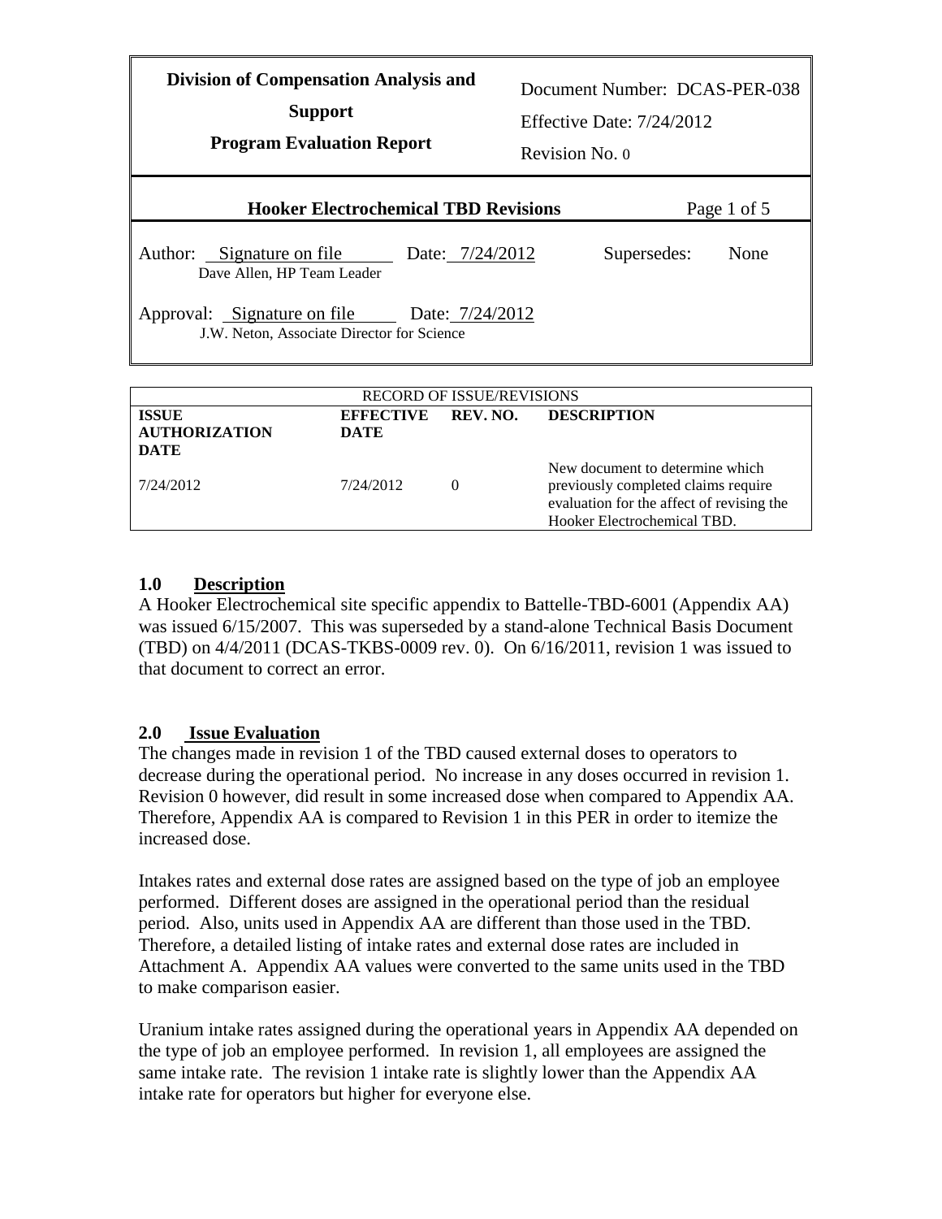| Division of Compensation Analysis and Support<br>Program Evaluation Report | Document Number: DCAS-PER-038<br>Effective Date: 7/24/2012<br>Revision No. 0 |
|---|---|

| Hooker Electrochemical TBD Revisions | Page 1 of 5 |
|---|---|

Author: Signature on file Date: 7/24/2012 Supersedes: None
Dave Allen, HP Team Leader

Approval: Signature on file Date: 7/24/2012
J.W. Neton, Associate Director for Science

| RECORD OF ISSUE/REVISIONS | | | |
|---|---|---|---|
| **ISSUE AUTHORIZATION DATE** | **EFFECTIVE DATE** | **REV. NO.** | **DESCRIPTION** |
| 7/24/2012 | 7/24/2012 | 0 | New document to determine which previously completed claims require evaluation for the affect of revising the Hooker Electrochemical TBD. |

## 1.0 Description

A Hooker Electrochemical site specific appendix to Battelle-TBD-6001 (Appendix AA) was issued 6/15/2007. This was superseded by a stand-alone Technical Basis Document (TBD) on 4/4/2011 (DCAS-TKBS-0009 rev. 0). On 6/16/2011, revision 1 was issued to that document to correct an error.

## 2.0 Issue Evaluation

The changes made in revision 1 of the TBD caused external doses to operators to decrease during the operational period. No increase in any doses occurred in revision 1. Revision 0 however, did result in some increased dose when compared to Appendix AA. Therefore, Appendix AA is compared to Revision 1 in this PER in order to itemize the increased dose.

Intakes rates and external dose rates are assigned based on the type of job an employee performed. Different doses are assigned in the operational period than the residual period. Also, units used in Appendix AA are different than those used in the TBD. Therefore, a detailed listing of intake rates and external dose rates are included in Attachment A. Appendix AA values were converted to the same units used in the TBD to make comparison easier.

Uranium intake rates assigned during the operational years in Appendix AA depended on the type of job an employee performed. In revision 1, all employees are assigned the same intake rate. The revision 1 intake rate is slightly lower than the Appendix AA intake rate for operators but higher for everyone else.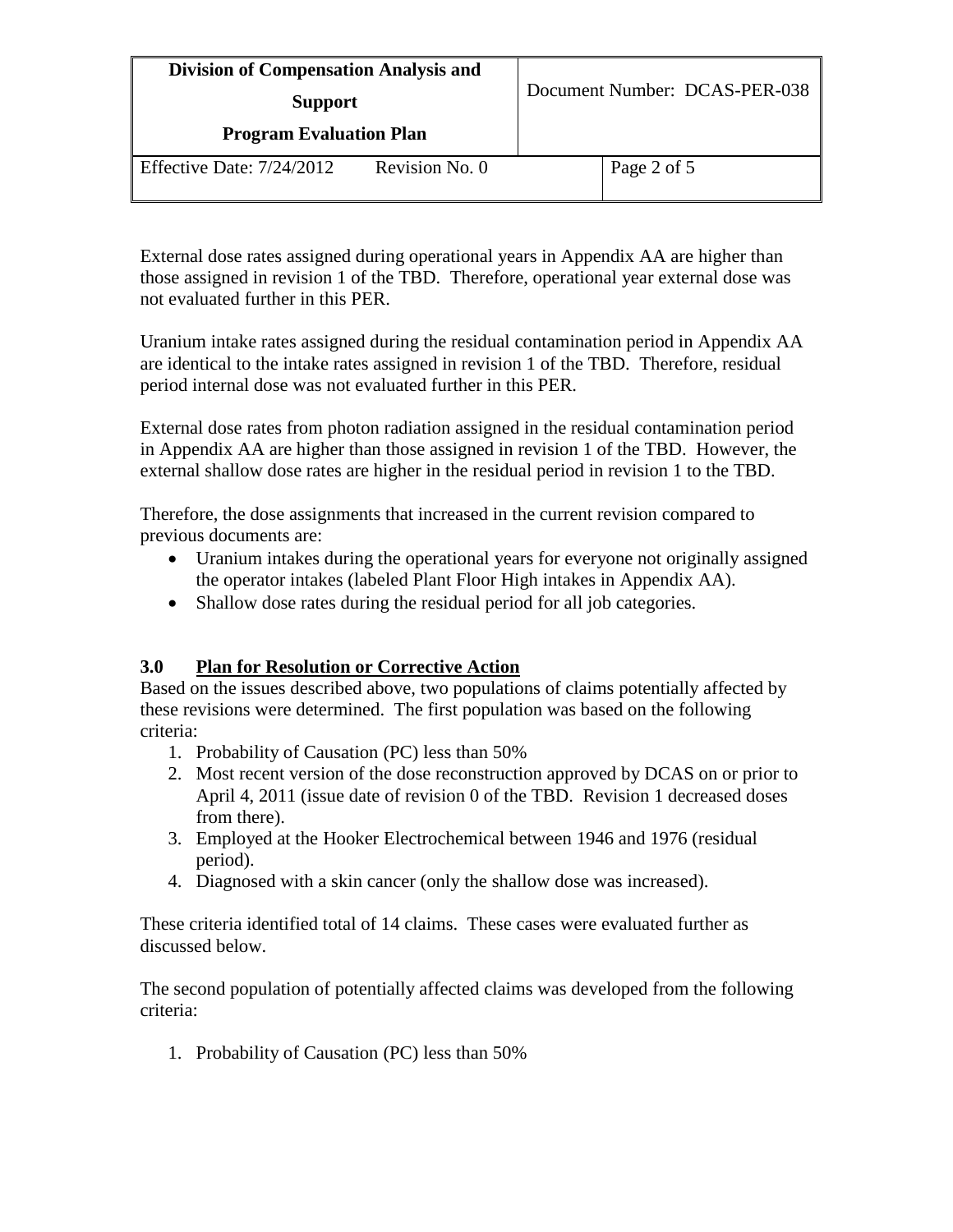External dose rates assigned during operational years in Appendix AA are higher than those assigned in revision 1 of the TBD. Therefore, operational year external dose was not evaluated further in this PER.

Uranium intake rates assigned during the residual contamination period in Appendix AA are identical to the intake rates assigned in revision 1 of the TBD. Therefore, residual period internal dose was not evaluated further in this PER.

External dose rates from photon radiation assigned in the residual contamination period in Appendix AA are higher than those assigned in revision 1 of the TBD. However, the external shallow dose rates are higher in the residual period in revision 1 to the TBD.

Therefore, the dose assignments that increased in the current revision compared to previous documents are:

- Uranium intakes during the operational years for everyone not originally assigned the operator intakes (labeled Plant Floor High intakes in Appendix AA).
- Shallow dose rates during the residual period for all job categories.

## 3.0 Plan for Resolution or Corrective Action

Based on the issues described above, two populations of claims potentially affected by these revisions were determined. The first population was based on the following criteria:

1. Probability of Causation (PC) less than 50%
2. Most recent version of the dose reconstruction approved by DCAS on or prior to April 4, 2011 (issue date of revision 0 of the TBD. Revision 1 decreased doses from there).
3. Employed at the Hooker Electrochemical between 1946 and 1976 (residual period).
4. Diagnosed with a skin cancer (only the shallow dose was increased).

These criteria identified total of 14 claims. These cases were evaluated further as discussed below.

The second population of potentially affected claims was developed from the following criteria:

1. Probability of Causation (PC) less than 50%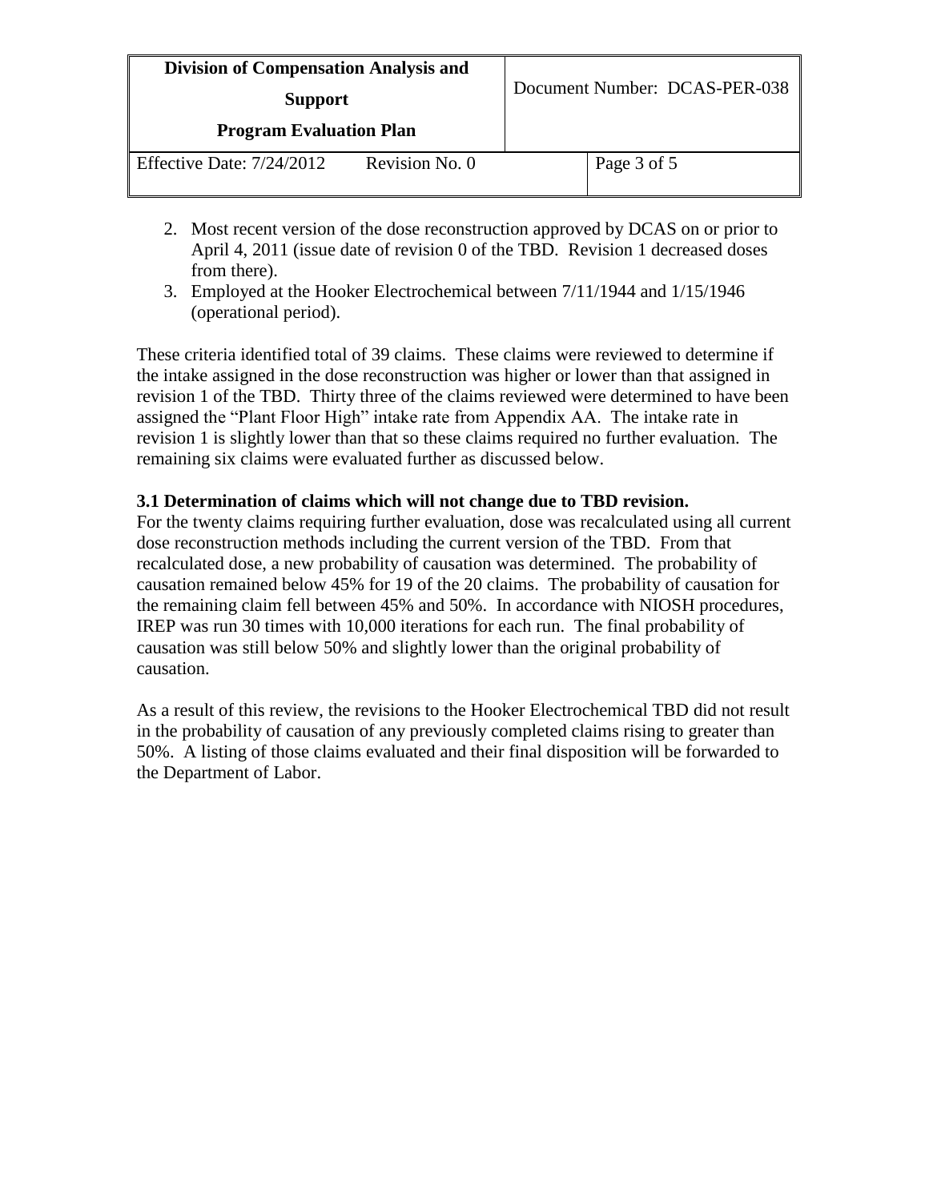2. Most recent version of the dose reconstruction approved by DCAS on or prior to April 4, 2011 (issue date of revision 0 of the TBD. Revision 1 decreased doses from there).
3. Employed at the Hooker Electrochemical between 7/11/1944 and 1/15/1946 (operational period).

These criteria identified total of 39 claims. These claims were reviewed to determine if the intake assigned in the dose reconstruction was higher or lower than that assigned in revision 1 of the TBD. Thirty three of the claims reviewed were determined to have been assigned the "Plant Floor High" intake rate from Appendix AA. The intake rate in revision 1 is slightly lower than that so these claims required no further evaluation. The remaining six claims were evaluated further as discussed below.

### 3.1 Determination of claims which will not change due to TBD revision.

For the twenty claims requiring further evaluation, dose was recalculated using all current dose reconstruction methods including the current version of the TBD. From that recalculated dose, a new probability of causation was determined. The probability of causation remained below 45% for 19 of the 20 claims. The probability of causation for the remaining claim fell between 45% and 50%. In accordance with NIOSH procedures, IREP was run 30 times with 10,000 iterations for each run. The final probability of causation was still below 50% and slightly lower than the original probability of causation.

As a result of this review, the revisions to the Hooker Electrochemical TBD did not result in the probability of causation of any previously completed claims rising to greater than 50%. A listing of those claims evaluated and their final disposition will be forwarded to the Department of Labor.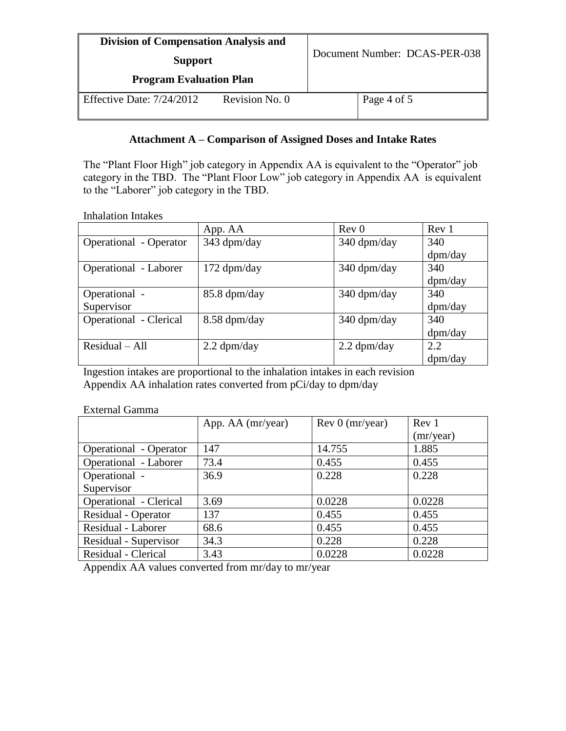## Attachment A – Comparison of Assigned Doses and Intake Rates

The "Plant Floor High" job category in Appendix AA is equivalent to the "Operator" job category in the TBD. The "Plant Floor Low" job category in Appendix AA is equivalent to the "Laborer" job category in the TBD.

Inhalation Intakes

| | App. AA | Rev 0 | Rev 1 |
|---|---|---|---|
| Operational - Operator | 343 dpm/day | 340 dpm/day | 340 dpm/day |
| Operational - Laborer | 172 dpm/day | 340 dpm/day | 340 dpm/day |
| Operational - Supervisor | 85.8 dpm/day | 340 dpm/day | 340 dpm/day |
| Operational - Clerical | 8.58 dpm/day | 340 dpm/day | 340 dpm/day |
| Residual – All | 2.2 dpm/day | 2.2 dpm/day | 2.2 dpm/day |

Ingestion intakes are proportional to the inhalation intakes in each revision

Appendix AA inhalation rates converted from pCi/day to dpm/day

External Gamma

| | App. AA (mr/year) | Rev 0 (mr/year) | Rev 1 (mr/year) |
|---|---|---|---|
| Operational - Operator | 147 | 14.755 | 1.885 |
| Operational - Laborer | 73.4 | 0.455 | 0.455 |
| Operational - Supervisor | 36.9 | 0.228 | 0.228 |
| Operational - Clerical | 3.69 | 0.0228 | 0.0228 |
| Residual - Operator | 137 | 0.455 | 0.455 |
| Residual - Laborer | 68.6 | 0.455 | 0.455 |
| Residual - Supervisor | 34.3 | 0.228 | 0.228 |
| Residual - Clerical | 3.43 | 0.0228 | 0.0228 |

Appendix AA values converted from mr/day to mr/year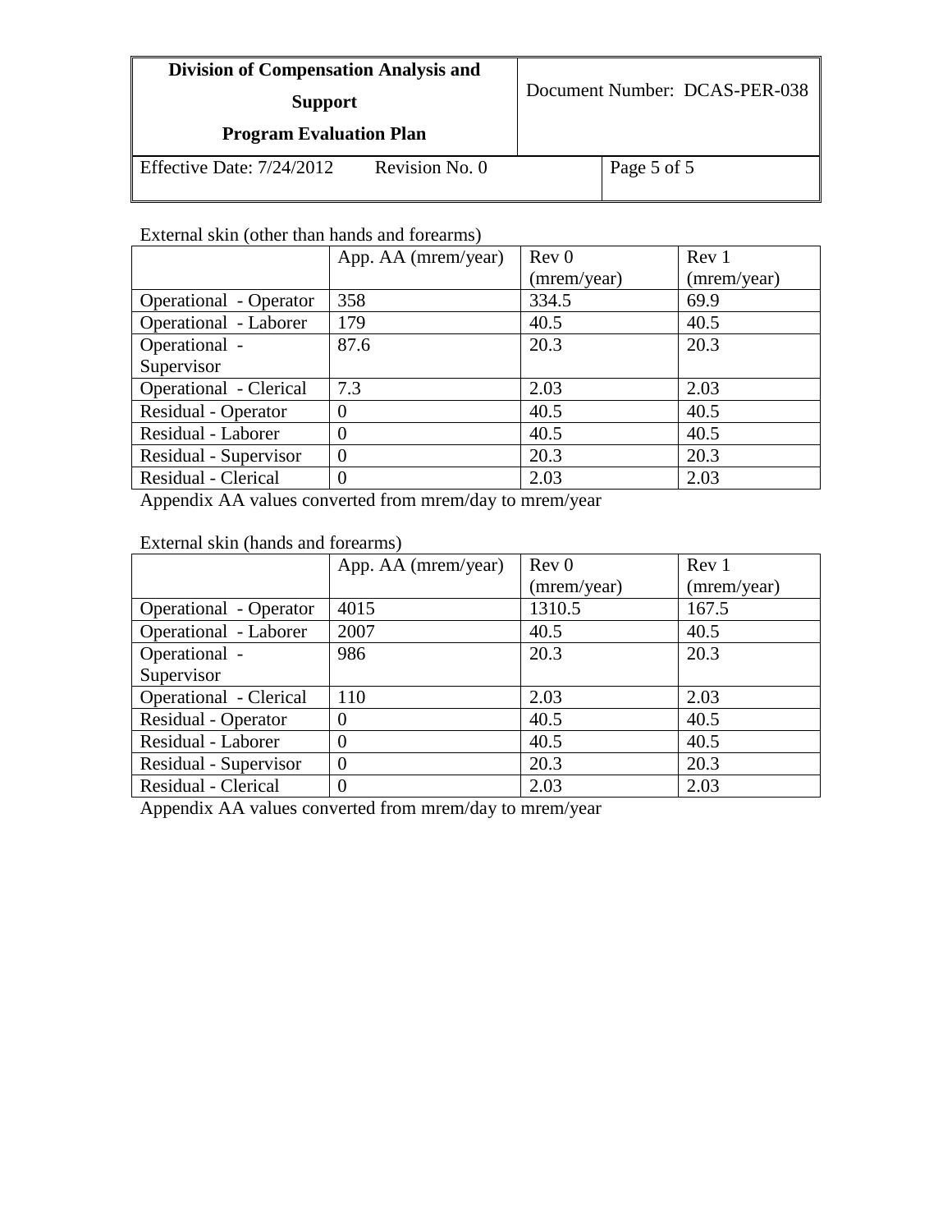External skin (other than hands and forearms)

| | App. AA (mrem/year) | Rev 0 (mrem/year) | Rev 1 (mrem/year) |
|---|---|---|---|
| Operational - Operator | 358 | 334.5 | 69.9 |
| Operational - Laborer | 179 | 40.5 | 40.5 |
| Operational - Supervisor | 87.6 | 20.3 | 20.3 |
| Operational - Clerical | 7.3 | 2.03 | 2.03 |
| Residual - Operator | 0 | 40.5 | 40.5 |
| Residual - Laborer | 0 | 40.5 | 40.5 |
| Residual - Supervisor | 0 | 20.3 | 20.3 |
| Residual - Clerical | 0 | 2.03 | 2.03 |

Appendix AA values converted from mrem/day to mrem/year

External skin (hands and forearms)

| | App. AA (mrem/year) | Rev 0 (mrem/year) | Rev 1 (mrem/year) |
|---|---|---|---|
| Operational - Operator | 4015 | 1310.5 | 167.5 |
| Operational - Laborer | 2007 | 40.5 | 40.5 |
| Operational - Supervisor | 986 | 20.3 | 20.3 |
| Operational - Clerical | 110 | 2.03 | 2.03 |
| Residual - Operator | 0 | 40.5 | 40.5 |
| Residual - Laborer | 0 | 40.5 | 40.5 |
| Residual - Supervisor | 0 | 20.3 | 20.3 |
| Residual - Clerical | 0 | 2.03 | 2.03 |

Appendix AA values converted from mrem/day to mrem/year